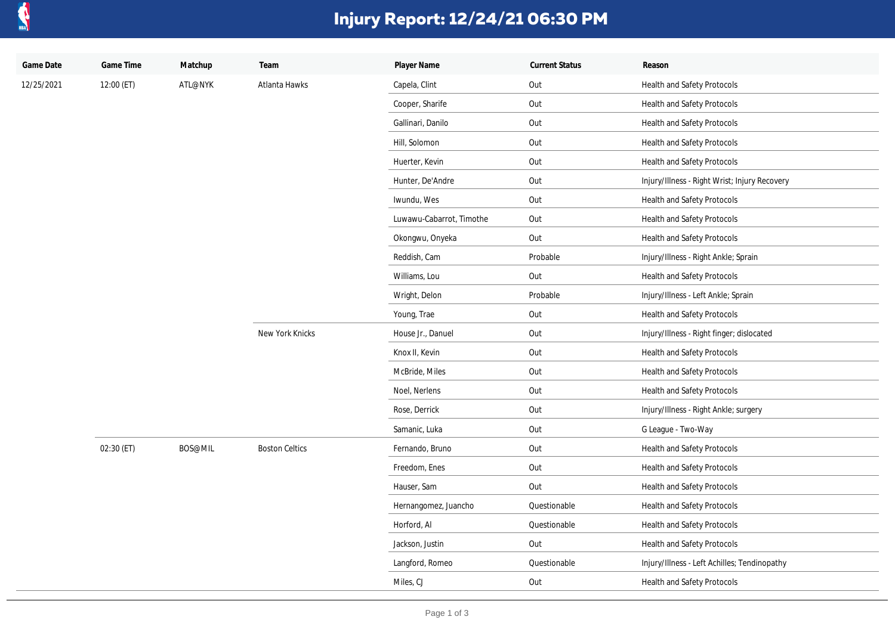# Injury Report: 12/24/21 06:30 PM

| Game Date | Game Time | Matchup | Team | Player Name | Current Status | Reason |
| --- | --- | --- | --- | --- | --- | --- |
| 12/25/2021 | 12:00 (ET) | ATL@NYK | Atlanta Hawks | Capela, Clint | Out | Health and Safety Protocols |
| | | | | Cooper, Sharife | Out | Health and Safety Protocols |
| | | | | Gallinari, Danilo | Out | Health and Safety Protocols |
| | | | | Hill, Solomon | Out | Health and Safety Protocols |
| | | | | Huerter, Kevin | Out | Health and Safety Protocols |
| | | | | Hunter, De'Andre | Out | Injury/Illness - Right Wrist; Injury Recovery |
| | | | | Iwundu, Wes | Out | Health and Safety Protocols |
| | | | | Luwawu-Cabarrot, Timothe | Out | Health and Safety Protocols |
| | | | | Okongwu, Onyeka | Out | Health and Safety Protocols |
| | | | | Reddish, Cam | Probable | Injury/Illness - Right Ankle; Sprain |
| | | | | Williams, Lou | Out | Health and Safety Protocols |
| | | | | Wright, Delon | Probable | Injury/Illness - Left Ankle; Sprain |
| | | | | Young, Trae | Out | Health and Safety Protocols |
| | | | New York Knicks | House Jr., Danuel | Out | Injury/Illness - Right finger; dislocated |
| | | | | Knox II, Kevin | Out | Health and Safety Protocols |
| | | | | McBride, Miles | Out | Health and Safety Protocols |
| | | | | Noel, Nerlens | Out | Health and Safety Protocols |
| | | | | Rose, Derrick | Out | Injury/Illness - Right Ankle; surgery |
| | | | | Samanic, Luka | Out | G League - Two-Way |
| | 02:30 (ET) | BOS@MIL | Boston Celtics | Fernando, Bruno | Out | Health and Safety Protocols |
| | | | | Freedom, Enes | Out | Health and Safety Protocols |
| | | | | Hauser, Sam | Out | Health and Safety Protocols |
| | | | | Hernangomez, Juancho | Questionable | Health and Safety Protocols |
| | | | | Horford, Al | Questionable | Health and Safety Protocols |
| | | | | Jackson, Justin | Out | Health and Safety Protocols |
| | | | | Langford, Romeo | Questionable | Injury/Illness - Left Achilles; Tendinopathy |
| | | | | Miles, CJ | Out | Health and Safety Protocols |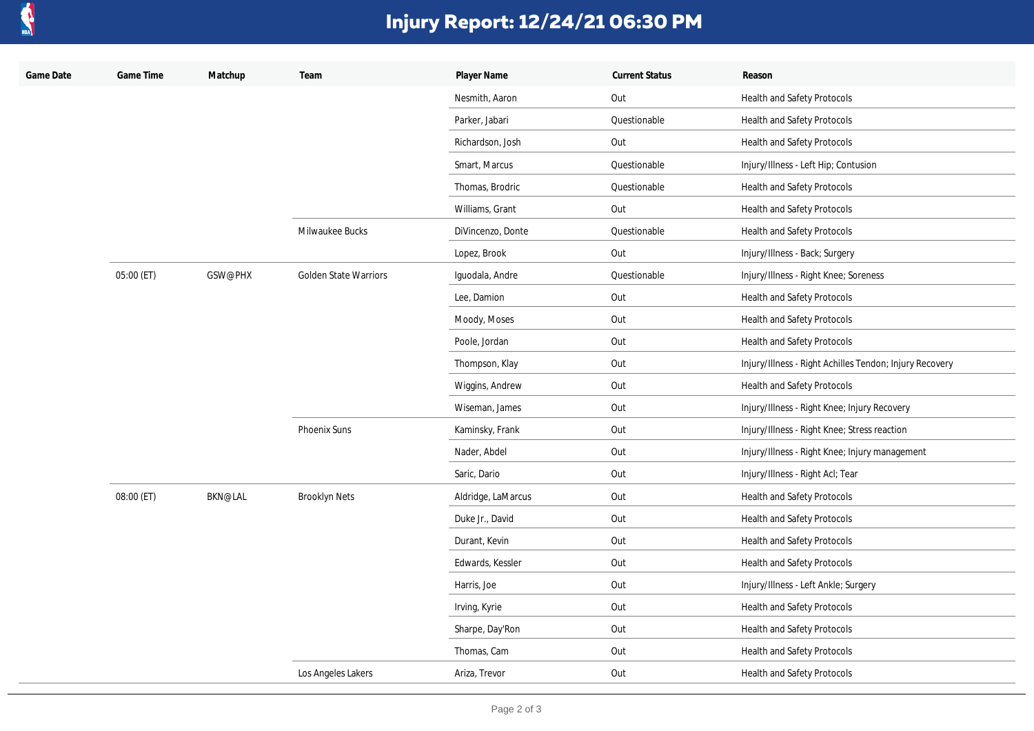# Injury Report: 12/24/21 06:30 PM

| Game Date | Game Time | Matchup | Team | Player Name | Current Status | Reason |
|---|---|---|---|---|---|---|
| | | | | Nesmith, Aaron | Out | Health and Safety Protocols |
| | | | | Parker, Jabari | Questionable | Health and Safety Protocols |
| | | | | Richardson, Josh | Out | Health and Safety Protocols |
| | | | | Smart, Marcus | Questionable | Injury/Illness - Left Hip; Contusion |
| | | | | Thomas, Brodric | Questionable | Health and Safety Protocols |
| | | | | Williams, Grant | Out | Health and Safety Protocols |
| | | | Milwaukee Bucks | DiVincenzo, Donte | Questionable | Health and Safety Protocols |
| | | | | Lopez, Brook | Out | Injury/Illness - Back; Surgery |
| | 05:00 (ET) | GSW@PHX | Golden State Warriors | Iguodala, Andre | Questionable | Injury/Illness - Right Knee; Soreness |
| | | | | Lee, Damion | Out | Health and Safety Protocols |
| | | | | Moody, Moses | Out | Health and Safety Protocols |
| | | | | Poole, Jordan | Out | Health and Safety Protocols |
| | | | | Thompson, Klay | Out | Injury/Illness - Right Achilles Tendon; Injury Recovery |
| | | | | Wiggins, Andrew | Out | Health and Safety Protocols |
| | | | | Wiseman, James | Out | Injury/Illness - Right Knee; Injury Recovery |
| | | | Phoenix Suns | Kaminsky, Frank | Out | Injury/Illness - Right Knee; Stress reaction |
| | | | | Nader, Abdel | Out | Injury/Illness - Right Knee; Injury management |
| | | | | Saric, Dario | Out | Injury/Illness - Right Acl; Tear |
| | 08:00 (ET) | BKN@LAL | Brooklyn Nets | Aldridge, LaMarcus | Out | Health and Safety Protocols |
| | | | | Duke Jr., David | Out | Health and Safety Protocols |
| | | | | Durant, Kevin | Out | Health and Safety Protocols |
| | | | | Edwards, Kessler | Out | Health and Safety Protocols |
| | | | | Harris, Joe | Out | Injury/Illness - Left Ankle; Surgery |
| | | | | Irving, Kyrie | Out | Health and Safety Protocols |
| | | | | Sharpe, Day'Ron | Out | Health and Safety Protocols |
| | | | | Thomas, Cam | Out | Health and Safety Protocols |
| | | | Los Angeles Lakers | Ariza, Trevor | Out | Health and Safety Protocols |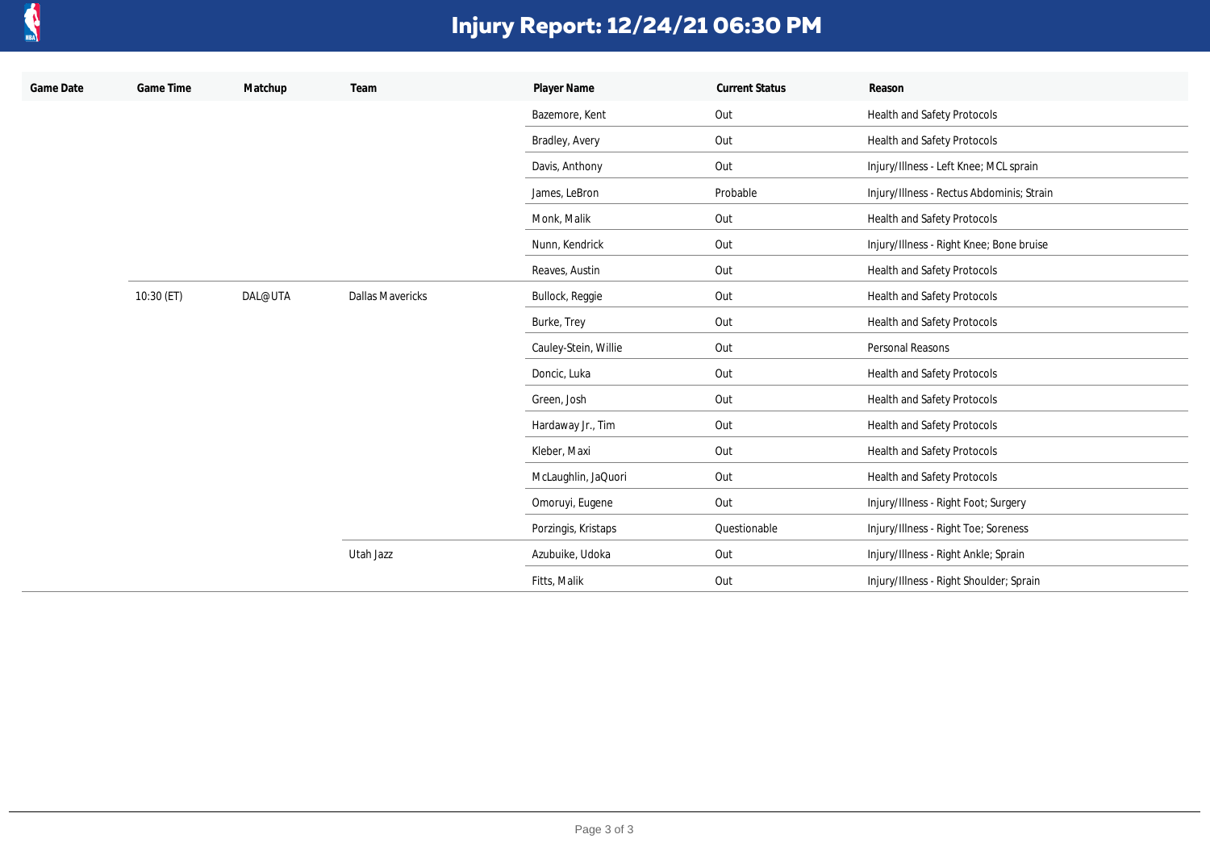# Injury Report: 12/24/21 06:30 PM

| Game Date | Game Time | Matchup | Team | Player Name | Current Status | Reason |
|---|---|---|---|---|---|---|
| | | | | Bazemore, Kent | Out | Health and Safety Protocols |
| | | | | Bradley, Avery | Out | Health and Safety Protocols |
| | | | | Davis, Anthony | Out | Injury/Illness - Left Knee; MCL sprain |
| | | | | James, LeBron | Probable | Injury/Illness - Rectus Abdominis; Strain |
| | | | | Monk, Malik | Out | Health and Safety Protocols |
| | | | | Nunn, Kendrick | Out | Injury/Illness - Right Knee; Bone bruise |
| | | | | Reaves, Austin | Out | Health and Safety Protocols |
| | 10:30 (ET) | DAL@UTA | Dallas Mavericks | Bullock, Reggie | Out | Health and Safety Protocols |
| | | | | Burke, Trey | Out | Health and Safety Protocols |
| | | | | Cauley-Stein, Willie | Out | Personal Reasons |
| | | | | Doncic, Luka | Out | Health and Safety Protocols |
| | | | | Green, Josh | Out | Health and Safety Protocols |
| | | | | Hardaway Jr., Tim | Out | Health and Safety Protocols |
| | | | | Kleber, Maxi | Out | Health and Safety Protocols |
| | | | | McLaughlin, JaQuori | Out | Health and Safety Protocols |
| | | | | Omoruyi, Eugene | Out | Injury/Illness - Right Foot; Surgery |
| | | | | Porzingis, Kristaps | Questionable | Injury/Illness - Right Toe; Soreness |
| | | | Utah Jazz | Azubuike, Udoka | Out | Injury/Illness - Right Ankle; Sprain |
| | | | | Fitts, Malik | Out | Injury/Illness - Right Shoulder; Sprain |